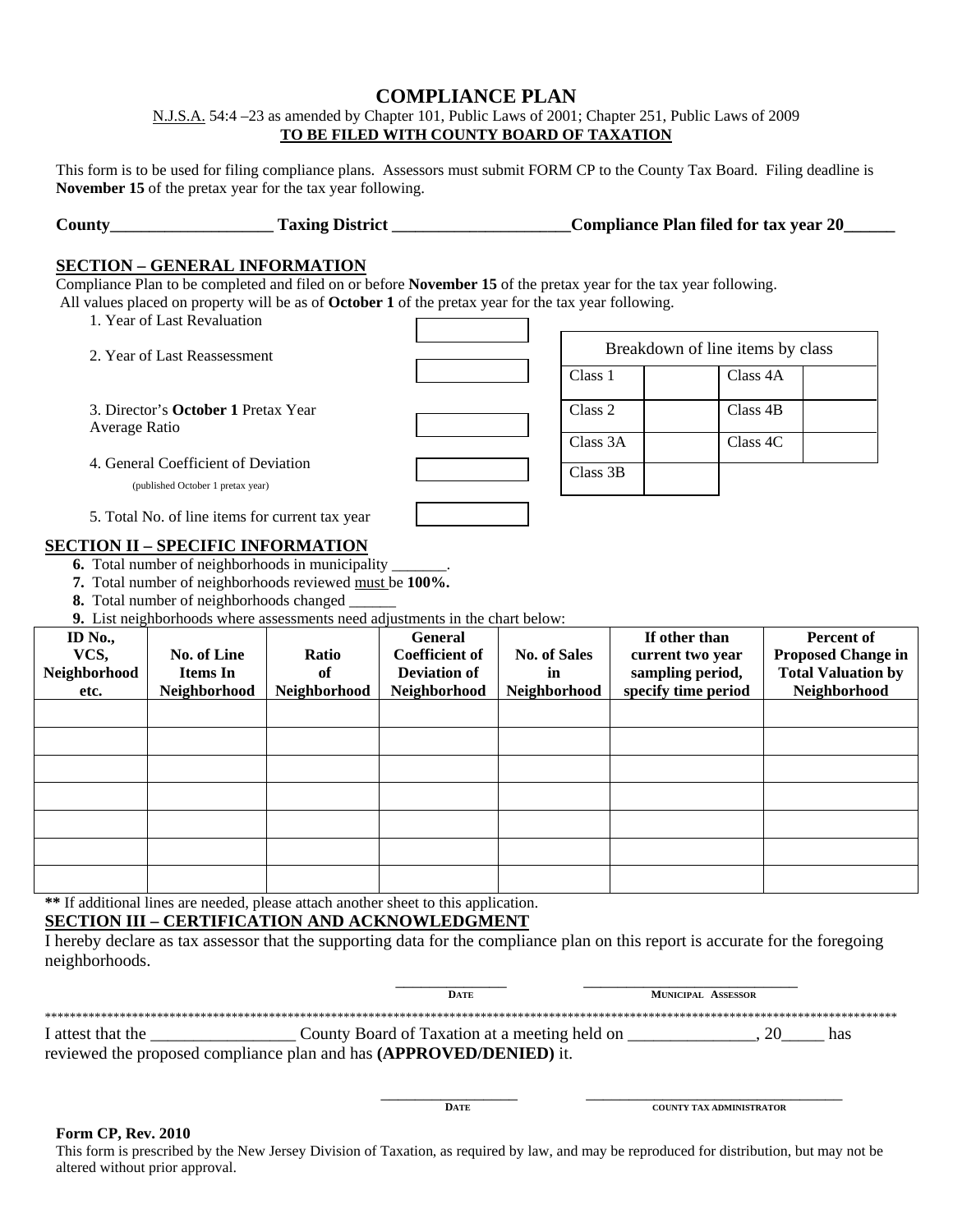# COMPLIANCE PLAN

N.J.S.A. 54:4 –23 as amended by Chapter 101, Public Laws of 2001; Chapter 251, Public Laws of 2009

**TO BE FILED WITH COUNTY BOARD OF TAXATION**

This form is to be used for filing compliance plans. Assessors must submit FORM CP to the County Tax Board. Filing deadline is **November 15** of the pretax year for the tax year following.

**County____________________ Taxing District ______________________Compliance Plan filed for tax year 20______**

## SECTION – GENERAL INFORMATION

Compliance Plan to be completed and filed on or before **November 15** of the pretax year for the tax year following.
All values placed on property will be as of **October 1** of the pretax year for the tax year following.

1. Year of Last Revaluation ____________
2. Year of Last Reassessment ____________
3. Director's **October 1** Pretax Year Average Ratio ____________
4. General Coefficient of Deviation (published October 1 pretax year) ____________
5. Total No. of line items for current tax year ____________

| Breakdown of line items by class | | | |
|---|---|---|---|
| Class 1 | | Class 4A | |
| Class 2 | | Class 4B | |
| Class 3A | | Class 4C | |
| Class 3B | | | |

## SECTION II – SPECIFIC INFORMATION

**6.** Total number of neighborhoods in municipality _______.
**7.** Total number of neighborhoods reviewed must be **100%.**
**8.** Total number of neighborhoods changed ______
**9.** List neighborhoods where assessments need adjustments in the chart below:

| ID No., VCS, Neighborhood etc. | No. of Line Items In Neighborhood | Ratio of Neighborhood | General Coefficient of Deviation of Neighborhood | No. of Sales in Neighborhood | If other than current two year sampling period, specify time period | Percent of Proposed Change in Total Valuation by Neighborhood |
|---|---|---|---|---|---|---|
| | | | | | | |
| | | | | | | |
| | | | | | | |
| | | | | | | |
| | | | | | | |
| | | | | | | |
| | | | | | | |

**\*\*** If additional lines are needed, please attach another sheet to this application.

## SECTION III – CERTIFICATION AND ACKNOWLEDGMENT

I hereby declare as tax assessor that the supporting data for the compliance plan on this report is accurate for the foregoing neighborhoods.

_______________ DATE ___________________________ MUNICIPAL ASSESSOR

*****************************************************************************************************************************

I attest that the _________________ County Board of Taxation at a meeting held on _______________, 20_____ has reviewed the proposed compliance plan and has **(APPROVED/DENIED)** it.

_________________ DATE ________________________________ COUNTY TAX ADMINISTRATOR

**Form CP, Rev. 2010**

This form is prescribed by the New Jersey Division of Taxation, as required by law, and may be reproduced for distribution, but may not be altered without prior approval.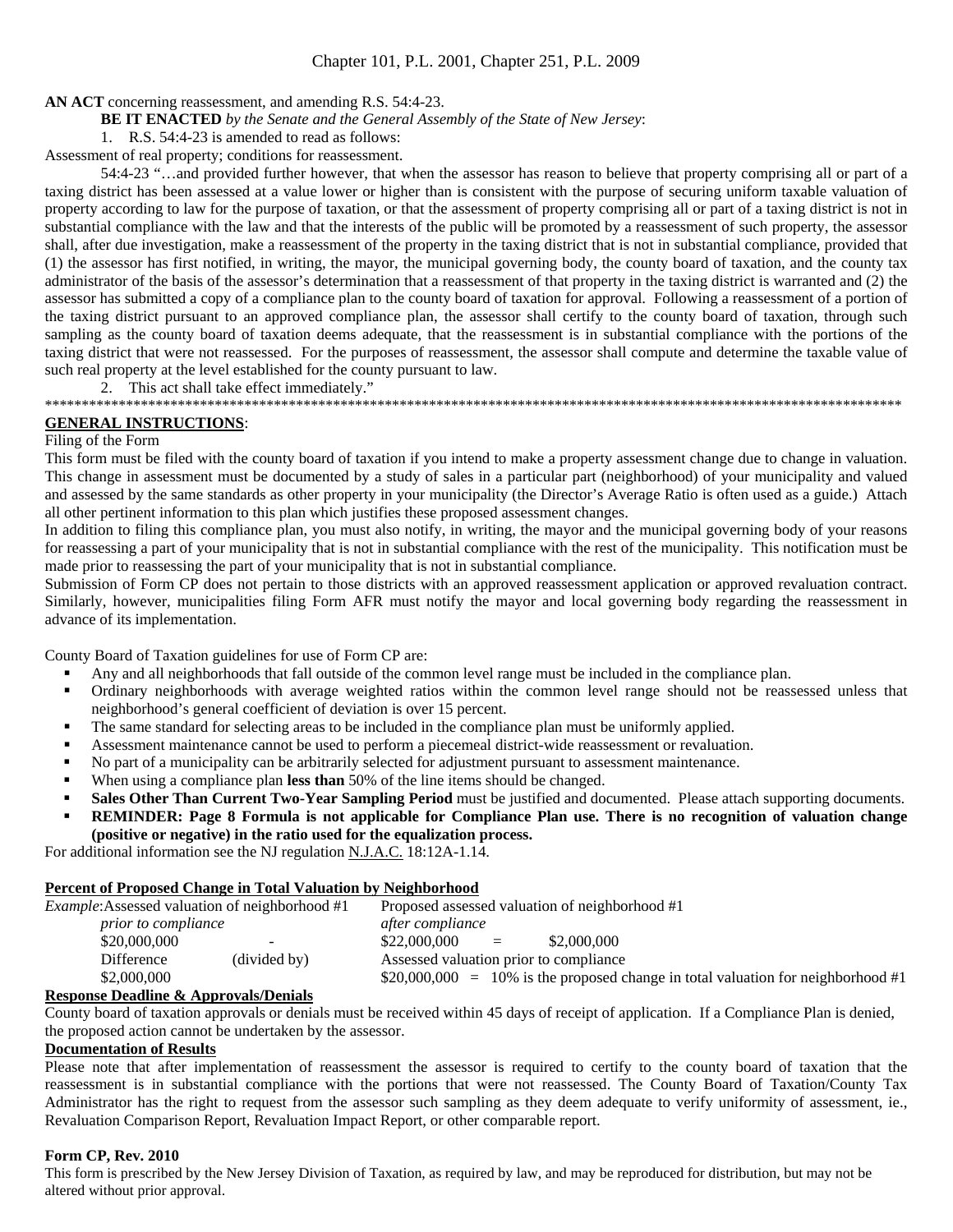Chapter 101, P.L. 2001, Chapter 251, P.L. 2009

**AN ACT** concerning reassessment, and amending R.S. 54:4-23.

**BE IT ENACTED** *by the Senate and the General Assembly of the State of New Jersey*:

1. R.S. 54:4-23 is amended to read as follows:

Assessment of real property; conditions for reassessment.

54:4-23 "…and provided further however, that when the assessor has reason to believe that property comprising all or part of a taxing district has been assessed at a value lower or higher than is consistent with the purpose of securing uniform taxable valuation of property according to law for the purpose of taxation, or that the assessment of property comprising all or part of a taxing district is not in substantial compliance with the law and that the interests of the public will be promoted by a reassessment of such property, the assessor shall, after due investigation, make a reassessment of the property in the taxing district that is not in substantial compliance, provided that (1) the assessor has first notified, in writing, the mayor, the municipal governing body, the county board of taxation, and the county tax administrator of the basis of the assessor's determination that a reassessment of that property in the taxing district is warranted and (2) the assessor has submitted a copy of a compliance plan to the county board of taxation for approval. Following a reassessment of a portion of the taxing district pursuant to an approved compliance plan, the assessor shall certify to the county board of taxation, through such sampling as the county board of taxation deems adequate, that the reassessment is in substantial compliance with the portions of the taxing district that were not reassessed. For the purposes of reassessment, the assessor shall compute and determine the taxable value of such real property at the level established for the county pursuant to law.

2. This act shall take effect immediately."

******************************************************************************************************************

**GENERAL INSTRUCTIONS**:

Filing of the Form

This form must be filed with the county board of taxation if you intend to make a property assessment change due to change in valuation. This change in assessment must be documented by a study of sales in a particular part (neighborhood) of your municipality and valued and assessed by the same standards as other property in your municipality (the Director's Average Ratio is often used as a guide.) Attach all other pertinent information to this plan which justifies these proposed assessment changes.

In addition to filing this compliance plan, you must also notify, in writing, the mayor and the municipal governing body of your reasons for reassessing a part of your municipality that is not in substantial compliance with the rest of the municipality. This notification must be made prior to reassessing the part of your municipality that is not in substantial compliance.

Submission of Form CP does not pertain to those districts with an approved reassessment application or approved revaluation contract. Similarly, however, municipalities filing Form AFR must notify the mayor and local governing body regarding the reassessment in advance of its implementation.

County Board of Taxation guidelines for use of Form CP are:

- Any and all neighborhoods that fall outside of the common level range must be included in the compliance plan.
- Ordinary neighborhoods with average weighted ratios within the common level range should not be reassessed unless that neighborhood's general coefficient of deviation is over 15 percent.
- The same standard for selecting areas to be included in the compliance plan must be uniformly applied.
- Assessment maintenance cannot be used to perform a piecemeal district-wide reassessment or revaluation.
- No part of a municipality can be arbitrarily selected for adjustment pursuant to assessment maintenance.
- When using a compliance plan **less than** 50% of the line items should be changed.
- **Sales Other Than Current Two-Year Sampling Period** must be justified and documented. Please attach supporting documents.
- **REMINDER: Page 8 Formula is not applicable for Compliance Plan use. There is no recognition of valuation change (positive or negative) in the ratio used for the equalization process.**

For additional information see the NJ regulation N.J.A.C. 18:12A-1.14.

**Percent of Proposed Change in Total Valuation by Neighborhood**

| | | |
|---|---|---|
| *Example*: Assessed valuation of neighborhood #1 *prior to compliance* | | Proposed assessed valuation of neighborhood #1 *after compliance* |
| \$20,000,000 | - | \$22,000,000 = \$2,000,000 |
| Difference | (divided by) | Assessed valuation prior to compliance |
| \$2,000,000 | | \$20,000,000 = 10% is the proposed change in total valuation for neighborhood #1 |

**Response Deadline & Approvals/Denials**

County board of taxation approvals or denials must be received within 45 days of receipt of application. If a Compliance Plan is denied, the proposed action cannot be undertaken by the assessor.

**Documentation of Results**

Please note that after implementation of reassessment the assessor is required to certify to the county board of taxation that the reassessment is in substantial compliance with the portions that were not reassessed. The County Board of Taxation/County Tax Administrator has the right to request from the assessor such sampling as they deem adequate to verify uniformity of assessment, ie., Revaluation Comparison Report, Revaluation Impact Report, or other comparable report.

**Form CP, Rev. 2010**

This form is prescribed by the New Jersey Division of Taxation, as required by law, and may be reproduced for distribution, but may not be altered without prior approval.